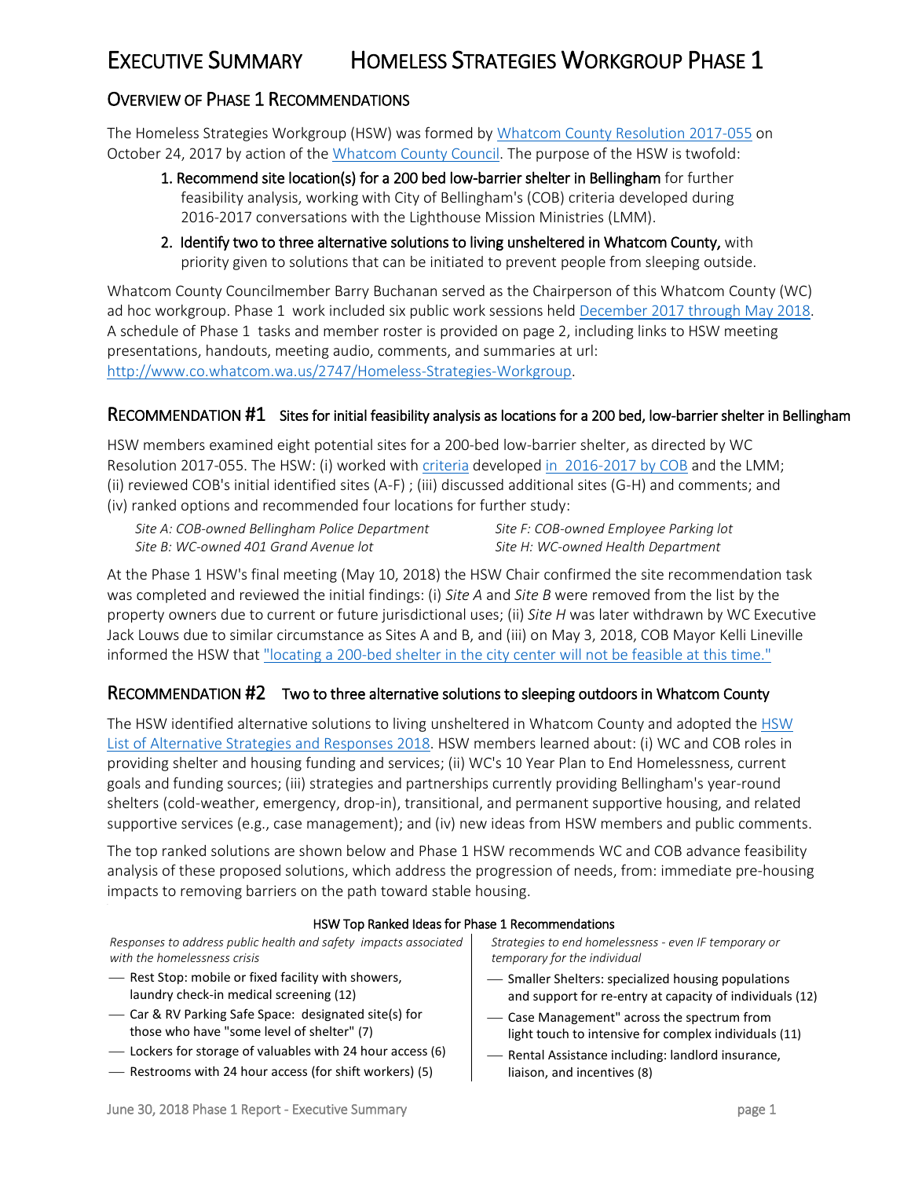# EXECUTIVE SUMMARY HOMELESS STRATEGIES WORKGROUP PHASE 1

## OVERVIEW OF PHASE 1 RECOMMENDATIONS

The Homeless Strategies Workgroup (HSW) was formed by Whatcom County Resolution 2017-055 on October 24, 2017 by action of the Whatcom County Council. The purpose of the HSW is twofold:

1. **Recommend site location(s) for a 200 bed low-barrier shelter in Bellingham** for further feasibility analysis, working with City of Bellingham's (COB) criteria developed during 2016-2017 conversations with the Lighthouse Mission Ministries (LMM).
2. **Identify two to three alternative solutions to living unsheltered in Whatcom County,** with priority given to solutions that can be initiated to prevent people from sleeping outside.

Whatcom County Councilmember Barry Buchanan served as the Chairperson of this Whatcom County (WC) ad hoc workgroup. Phase 1 work included six public work sessions held December 2017 through May 2018. A schedule of Phase 1 tasks and member roster is provided on page 2, including links to HSW meeting presentations, handouts, meeting audio, comments, and summaries at url: http://www.co.whatcom.wa.us/2747/Homeless-Strategies-Workgroup.

## RECOMMENDATION #1 Sites for initial feasibility analysis as locations for a 200 bed, low-barrier shelter in Bellingham

HSW members examined eight potential sites for a 200-bed low-barrier shelter, as directed by WC Resolution 2017-055. The HSW: (i) worked with criteria developed in 2016-2017 by COB and the LMM; (ii) reviewed COB's initial identified sites (A-F) ; (iii) discussed additional sites (G-H) and comments; and (iv) ranked options and recommended four locations for further study:

*Site A: COB-owned Bellingham Police Department*
*Site B: WC-owned 401 Grand Avenue lot*
*Site F: COB-owned Employee Parking lot*
*Site H: WC-owned Health Department*

At the Phase 1 HSW's final meeting (May 10, 2018) the HSW Chair confirmed the site recommendation task was completed and reviewed the initial findings: (i) *Site A* and *Site B* were removed from the list by the property owners due to current or future jurisdictional uses; (ii) *Site H* was later withdrawn by WC Executive Jack Louws due to similar circumstance as Sites A and B, and (iii) on May 3, 2018, COB Mayor Kelli Lineville informed the HSW that "locating a 200-bed shelter in the city center will not be feasible at this time."

## RECOMMENDATION #2 Two to three alternative solutions to sleeping outdoors in Whatcom County

The HSW identified alternative solutions to living unsheltered in Whatcom County and adopted the HSW List of Alternative Strategies and Responses 2018. HSW members learned about: (i) WC and COB roles in providing shelter and housing funding and services; (ii) WC's 10 Year Plan to End Homelessness, current goals and funding sources; (iii) strategies and partnerships currently providing Bellingham's year-round shelters (cold-weather, emergency, drop-in), transitional, and permanent supportive housing, and related supportive services (e.g., case management); and (iv) new ideas from HSW members and public comments.

The top ranked solutions are shown below and Phase 1 HSW recommends WC and COB advance feasibility analysis of these proposed solutions, which address the progression of needs, from: immediate pre-housing impacts to removing barriers on the path toward stable housing.

**HSW Top Ranked Ideas for Phase 1 Recommendations**

*Responses to address public health and safety impacts associated with the homelessness crisis*

- Rest Stop: mobile or fixed facility with showers, laundry check-in medical screening (12)
- Car & RV Parking Safe Space: designated site(s) for those who have "some level of shelter" (7)
- Lockers for storage of valuables with 24 hour access (6)
- Restrooms with 24 hour access (for shift workers) (5)

*Strategies to end homelessness - even IF temporary or temporary for the individual*

- Smaller Shelters: specialized housing populations and support for re-entry at capacity of individuals (12)
- Case Management" across the spectrum from light touch to intensive for complex individuals (11)
- Rental Assistance including: landlord insurance, liaison, and incentives (8)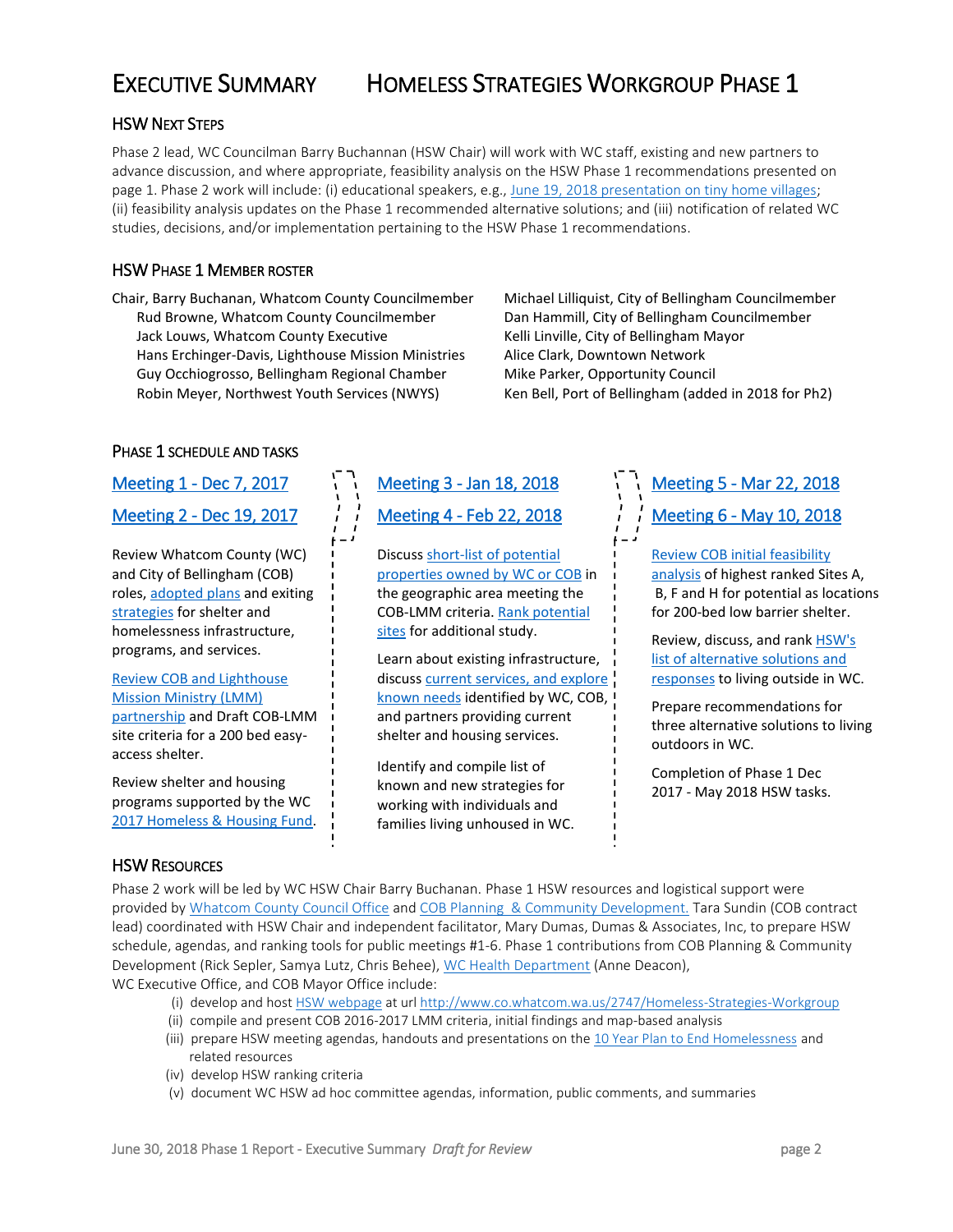# Executive Summary Homeless Strategies Workgroup Phase 1

## HSW Next Steps

Phase 2 lead, WC Councilman Barry Buchannan (HSW Chair) will work with WC staff, existing and new partners to advance discussion, and where appropriate, feasibility analysis on the HSW Phase 1 recommendations presented on page 1. Phase 2 work will include: (i) educational speakers, e.g., June 19, 2018 presentation on tiny home villages; (ii) feasibility analysis updates on the Phase 1 recommended alternative solutions; and (iii) notification of related WC studies, decisions, and/or implementation pertaining to the HSW Phase 1 recommendations.

## HSW Phase 1 Member Roster

Chair, Barry Buchanan, Whatcom County Councilmember
Rud Browne, Whatcom County Councilmember
Jack Louws, Whatcom County Executive
Hans Erchinger-Davis, Lighthouse Mission Ministries
Guy Occhiogrosso, Bellingham Regional Chamber
Robin Meyer, Northwest Youth Services (NWYS)
Michael Lilliquist, City of Bellingham Councilmember
Dan Hammill, City of Bellingham Councilmember
Kelli Linville, City of Bellingham Mayor
Alice Clark, Downtown Network
Mike Parker, Opportunity Council
Ken Bell, Port of Bellingham (added in 2018 for Ph2)

## Phase 1 Schedule and Tasks

### Meeting 1 - Dec 7, 2017
### Meeting 2 - Dec 19, 2017

Review Whatcom County (WC) and City of Bellingham (COB) roles, adopted plans and exiting strategies for shelter and homelessness infrastructure, programs, and services.

Review COB and Lighthouse Mission Ministry (LMM) partnership and Draft COB-LMM site criteria for a 200 bed easy-access shelter.

Review shelter and housing programs supported by the WC 2017 Homeless & Housing Fund.

### Meeting 3 - Jan 18, 2018
### Meeting 4 - Feb 22, 2018

Discuss short-list of potential properties owned by WC or COB in the geographic area meeting the COB-LMM criteria. Rank potential sites for additional study.

Learn about existing infrastructure, discuss current services, and explore known needs identified by WC, COB, and partners providing current shelter and housing services.

Identify and compile list of known and new strategies for working with individuals and families living unhoused in WC.

### Meeting 5 - Mar 22, 2018
### Meeting 6 - May 10, 2018

Review COB initial feasibility analysis of highest ranked Sites A, B, F and H for potential as locations for 200-bed low barrier shelter.

Review, discuss, and rank HSW's list of alternative solutions and responses to living outside in WC.

Prepare recommendations for three alternative solutions to living outdoors in WC.

Completion of Phase 1 Dec 2017 - May 2018 HSW tasks.

## HSW Resources

Phase 2 work will be led by WC HSW Chair Barry Buchanan. Phase 1 HSW resources and logistical support were provided by Whatcom County Council Office and COB Planning & Community Development. Tara Sundin (COB contract lead) coordinated with HSW Chair and independent facilitator, Mary Dumas, Dumas & Associates, Inc, to prepare HSW schedule, agendas, and ranking tools for public meetings #1-6. Phase 1 contributions from COB Planning & Community Development (Rick Sepler, Samya Lutz, Chris Behee), WC Health Department (Anne Deacon), WC Executive Office, and COB Mayor Office include:

(i) develop and host HSW webpage at url http://www.co.whatcom.wa.us/2747/Homeless-Strategies-Workgroup
(ii) compile and present COB 2016-2017 LMM criteria, initial findings and map-based analysis
(iii) prepare HSW meeting agendas, handouts and presentations on the 10 Year Plan to End Homelessness and related resources
(iv) develop HSW ranking criteria
(v) document WC HSW ad hoc committee agendas, information, public comments, and summaries